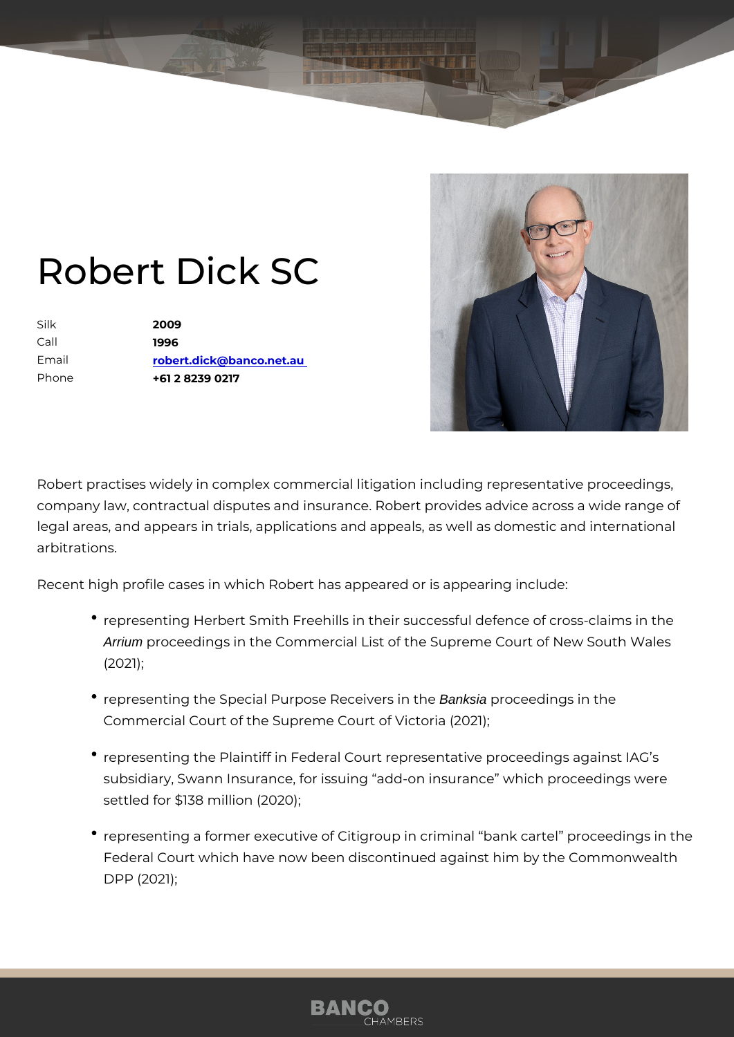# Robert Dick SC

| | |
|---|---|
| Silk | **2009** |
| Call | **1996** |
| Email | **robert.dick@banco.net.au** |
| Phone | **+61 2 8239 0217** |

Robert practises widely in complex commercial litigation including representative proceedings, company law, contractual disputes and insurance. Robert provides advice across a wide range of legal areas, and appears in trials, applications and appeals, as well as domestic and international arbitrations.

Recent high profile cases in which Robert has appeared or is appearing include:

- representing Herbert Smith Freehills in their successful defence of cross-claims in the *Arrium* proceedings in the Commercial List of the Supreme Court of New South Wales (2021);
- representing the Special Purpose Receivers in the *Banksia* proceedings in the Commercial Court of the Supreme Court of Victoria (2021);
- representing the Plaintiff in Federal Court representative proceedings against IAG's subsidiary, Swann Insurance, for issuing "add-on insurance" which proceedings were settled for $138 million (2020);
- representing a former executive of Citigroup in criminal "bank cartel" proceedings in the Federal Court which have now been discontinued against him by the Commonwealth DPP (2021);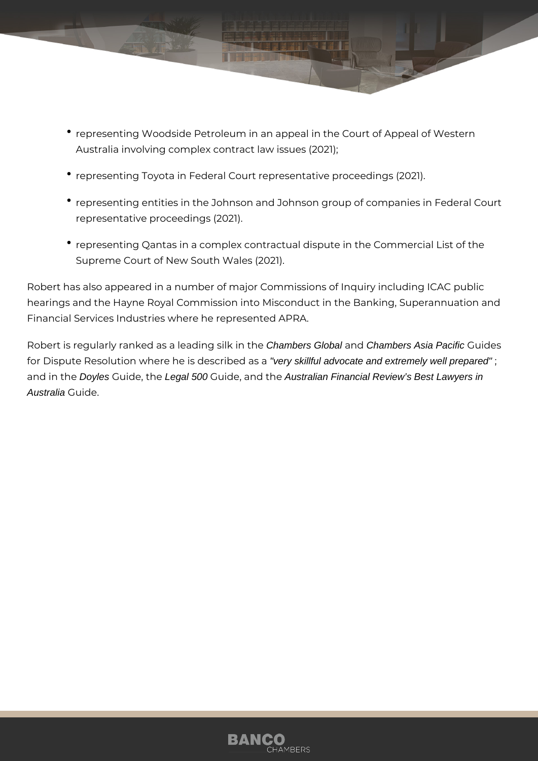- representing Woodside Petroleum in an appeal in the Court of Appeal of Western Australia involving complex contract law issues (2021);
- representing Toyota in Federal Court representative proceedings (2021).
- representing entities in the Johnson and Johnson group of companies in Federal Court representative proceedings (2021).
- representing Qantas in a complex contractual dispute in the Commercial List of the Supreme Court of New South Wales (2021).

Robert has also appeared in a number of major Commissions of Inquiry including ICAC public hearings and the Hayne Royal Commission into Misconduct in the Banking, Superannuation and Financial Services Industries where he represented APRA.

Robert is regularly ranked as a leading silk in the *Chambers Global* and *Chambers Asia Pacific* Guides for Dispute Resolution where he is described as a *"very skillful advocate and extremely well prepared"* ; and in the *Doyles* Guide, the *Legal 500* Guide, and the *Australian Financial Review's Best Lawyers in Australia* Guide.